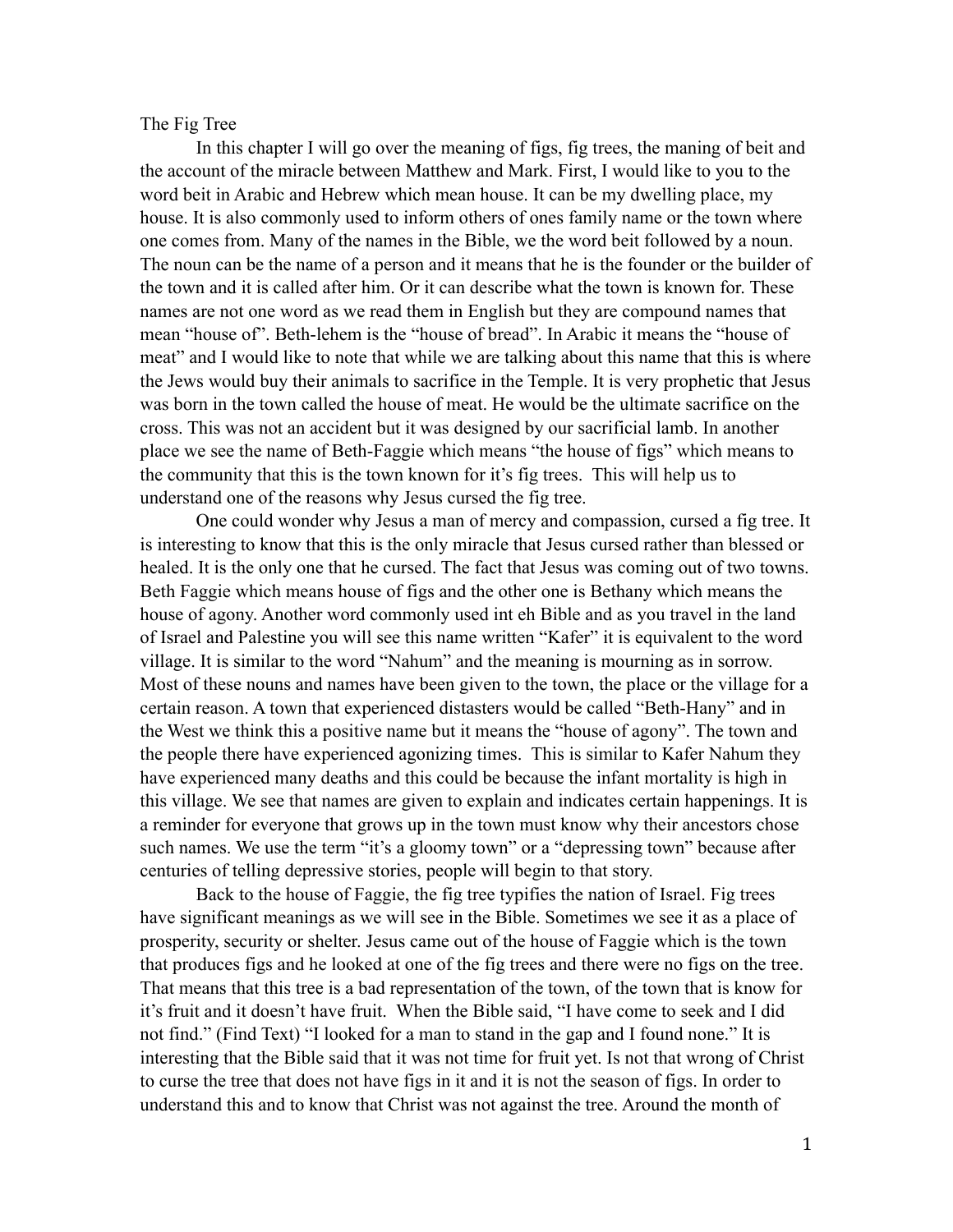The Fig Tree

In this chapter I will go over the meaning of figs, fig trees, the maning of beit and the account of the miracle between Matthew and Mark. First, I would like to you to the word beit in Arabic and Hebrew which mean house. It can be my dwelling place, my house. It is also commonly used to inform others of ones family name or the town where one comes from. Many of the names in the Bible, we the word beit followed by a noun. The noun can be the name of a person and it means that he is the founder or the builder of the town and it is called after him. Or it can describe what the town is known for. These names are not one word as we read them in English but they are compound names that mean "house of". Beth-lehem is the "house of bread". In Arabic it means the "house of meat" and I would like to note that while we are talking about this name that this is where the Jews would buy their animals to sacrifice in the Temple. It is very prophetic that Jesus was born in the town called the house of meat. He would be the ultimate sacrifice on the cross. This was not an accident but it was designed by our sacrificial lamb. In another place we see the name of Beth-Faggie which means "the house of figs" which means to the community that this is the town known for it's fig trees. This will help us to understand one of the reasons why Jesus cursed the fig tree.

One could wonder why Jesus a man of mercy and compassion, cursed a fig tree. It is interesting to know that this is the only miracle that Jesus cursed rather than blessed or healed. It is the only one that he cursed. The fact that Jesus was coming out of two towns. Beth Faggie which means house of figs and the other one is Bethany which means the house of agony. Another word commonly used int eh Bible and as you travel in the land of Israel and Palestine you will see this name written "Kafer" it is equivalent to the word village. It is similar to the word "Nahum" and the meaning is mourning as in sorrow. Most of these nouns and names have been given to the town, the place or the village for a certain reason. A town that experienced distasters would be called "Beth-Hany" and in the West we think this a positive name but it means the "house of agony". The town and the people there have experienced agonizing times. This is similar to Kafer Nahum they have experienced many deaths and this could be because the infant mortality is high in this village. We see that names are given to explain and indicates certain happenings. It is a reminder for everyone that grows up in the town must know why their ancestors chose such names. We use the term "it's a gloomy town" or a "depressing town" because after centuries of telling depressive stories, people will begin to that story.

Back to the house of Faggie, the fig tree typifies the nation of Israel. Fig trees have significant meanings as we will see in the Bible. Sometimes we see it as a place of prosperity, security or shelter. Jesus came out of the house of Faggie which is the town that produces figs and he looked at one of the fig trees and there were no figs on the tree. That means that this tree is a bad representation of the town, of the town that is know for it's fruit and it doesn't have fruit. When the Bible said, "I have come to seek and I did not find." (Find Text) "I looked for a man to stand in the gap and I found none." It is interesting that the Bible said that it was not time for fruit yet. Is not that wrong of Christ to curse the tree that does not have figs in it and it is not the season of figs. In order to understand this and to know that Christ was not against the tree. Around the month of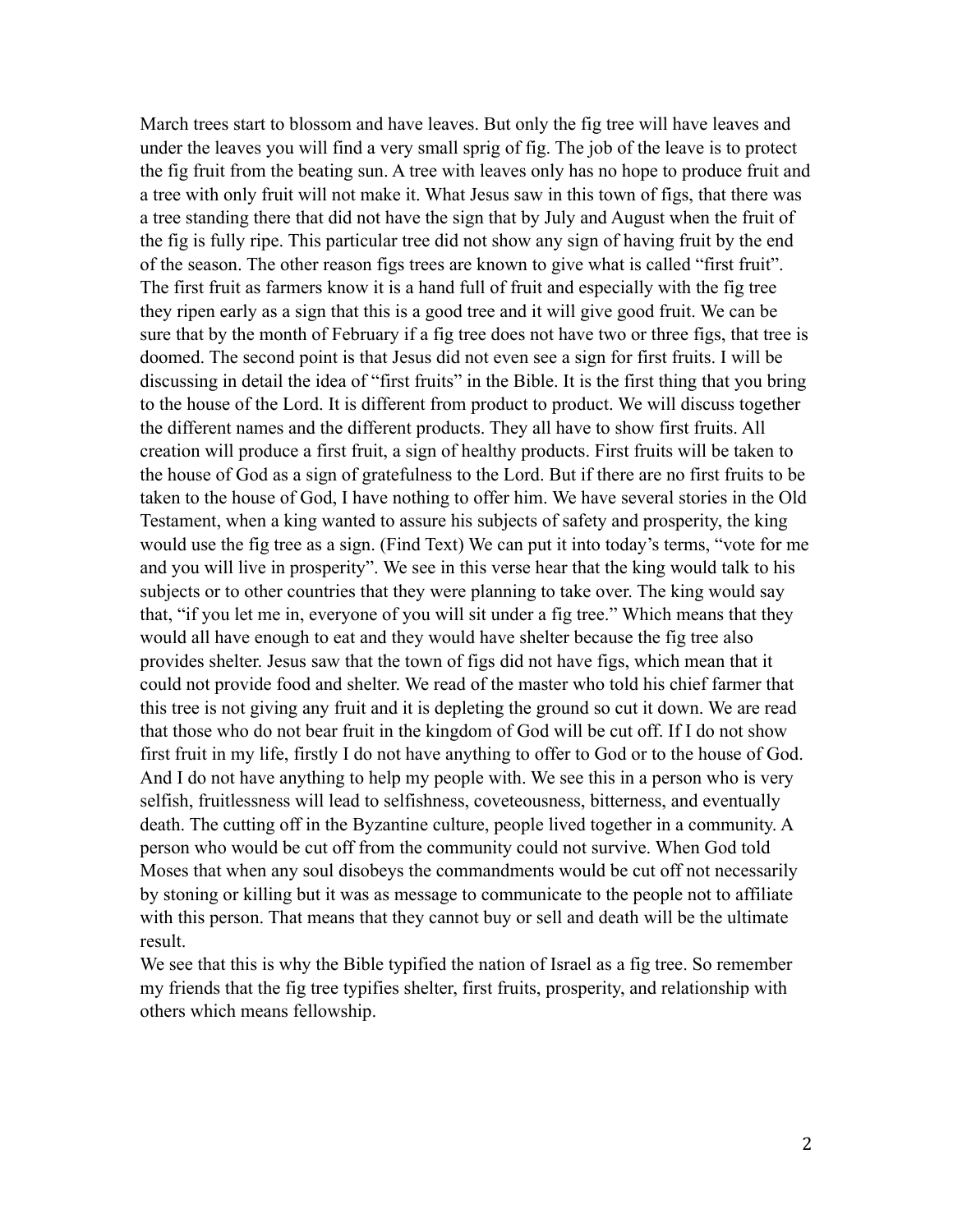March trees start to blossom and have leaves. But only the fig tree will have leaves and under the leaves you will find a very small sprig of fig. The job of the leave is to protect the fig fruit from the beating sun. A tree with leaves only has no hope to produce fruit and a tree with only fruit will not make it. What Jesus saw in this town of figs, that there was a tree standing there that did not have the sign that by July and August when the fruit of the fig is fully ripe. This particular tree did not show any sign of having fruit by the end of the season. The other reason figs trees are known to give what is called "first fruit". The first fruit as farmers know it is a hand full of fruit and especially with the fig tree they ripen early as a sign that this is a good tree and it will give good fruit. We can be sure that by the month of February if a fig tree does not have two or three figs, that tree is doomed. The second point is that Jesus did not even see a sign for first fruits. I will be discussing in detail the idea of "first fruits" in the Bible. It is the first thing that you bring to the house of the Lord. It is different from product to product. We will discuss together the different names and the different products. They all have to show first fruits. All creation will produce a first fruit, a sign of healthy products. First fruits will be taken to the house of God as a sign of gratefulness to the Lord. But if there are no first fruits to be taken to the house of God, I have nothing to offer him. We have several stories in the Old Testament, when a king wanted to assure his subjects of safety and prosperity, the king would use the fig tree as a sign. (Find Text) We can put it into today's terms, "vote for me and you will live in prosperity". We see in this verse hear that the king would talk to his subjects or to other countries that they were planning to take over. The king would say that, "if you let me in, everyone of you will sit under a fig tree." Which means that they would all have enough to eat and they would have shelter because the fig tree also provides shelter. Jesus saw that the town of figs did not have figs, which mean that it could not provide food and shelter. We read of the master who told his chief farmer that this tree is not giving any fruit and it is depleting the ground so cut it down. We are read that those who do not bear fruit in the kingdom of God will be cut off. If I do not show first fruit in my life, firstly I do not have anything to offer to God or to the house of God. And I do not have anything to help my people with. We see this in a person who is very selfish, fruitlessness will lead to selfishness, coveteousness, bitterness, and eventually death. The cutting off in the Byzantine culture, people lived together in a community. A person who would be cut off from the community could not survive. When God told Moses that when any soul disobeys the commandments would be cut off not necessarily by stoning or killing but it was as message to communicate to the people not to affiliate with this person. That means that they cannot buy or sell and death will be the ultimate result.

We see that this is why the Bible typified the nation of Israel as a fig tree. So remember my friends that the fig tree typifies shelter, first fruits, prosperity, and relationship with others which means fellowship.